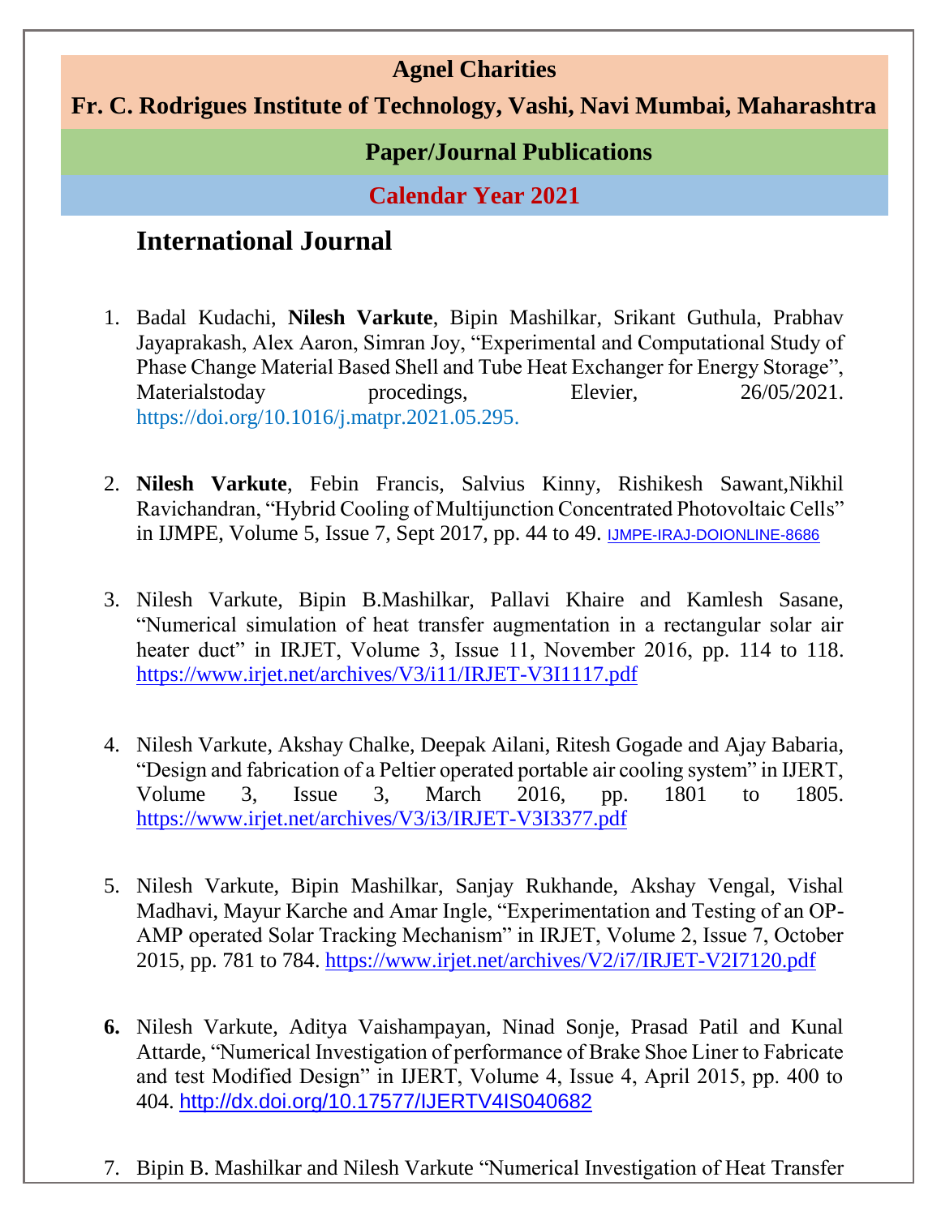**Agnel Charities**

**Fr. C. Rodrigues Institute of Technology, Vashi, Navi Mumbai, Maharashtra**

**Paper/Journal Publications**

**Calendar Year 2021**

## International Journal

1. Badal Kudachi, **Nilesh Varkute**, Bipin Mashilkar, Srikant Guthula, Prabhav Jayaprakash, Alex Aaron, Simran Joy, "Experimental and Computational Study of Phase Change Material Based Shell and Tube Heat Exchanger for Energy Storage", Materialstoday procedings, Elevier, 26/05/2021. https://doi.org/10.1016/j.matpr.2021.05.295.

2. **Nilesh Varkute**, Febin Francis, Salvius Kinny, Rishikesh Sawant,Nikhil Ravichandran, "Hybrid Cooling of Multijunction Concentrated Photovoltaic Cells" in IJMPE, Volume 5, Issue 7, Sept 2017, pp. 44 to 49. IJMPE-IRAJ-DOIONLINE-8686

3. Nilesh Varkute, Bipin B.Mashilkar, Pallavi Khaire and Kamlesh Sasane, "Numerical simulation of heat transfer augmentation in a rectangular solar air heater duct" in IRJET, Volume 3, Issue 11, November 2016, pp. 114 to 118. https://www.irjet.net/archives/V3/i11/IRJET-V3I1117.pdf

4. Nilesh Varkute, Akshay Chalke, Deepak Ailani, Ritesh Gogade and Ajay Babaria, "Design and fabrication of a Peltier operated portable air cooling system" in IJERT, Volume 3, Issue 3, March 2016, pp. 1801 to 1805. https://www.irjet.net/archives/V3/i3/IRJET-V3I3377.pdf

5. Nilesh Varkute, Bipin Mashilkar, Sanjay Rukhande, Akshay Vengal, Vishal Madhavi, Mayur Karche and Amar Ingle, "Experimentation and Testing of an OP-AMP operated Solar Tracking Mechanism" in IRJET, Volume 2, Issue 7, October 2015, pp. 781 to 784. https://www.irjet.net/archives/V2/i7/IRJET-V2I7120.pdf

6. Nilesh Varkute, Aditya Vaishampayan, Ninad Sonje, Prasad Patil and Kunal Attarde, "Numerical Investigation of performance of Brake Shoe Liner to Fabricate and test Modified Design" in IJERT, Volume 4, Issue 4, April 2015, pp. 400 to 404. http://dx.doi.org/10.17577/IJERTV4IS040682

7. Bipin B. Mashilkar and Nilesh Varkute "Numerical Investigation of Heat Transfer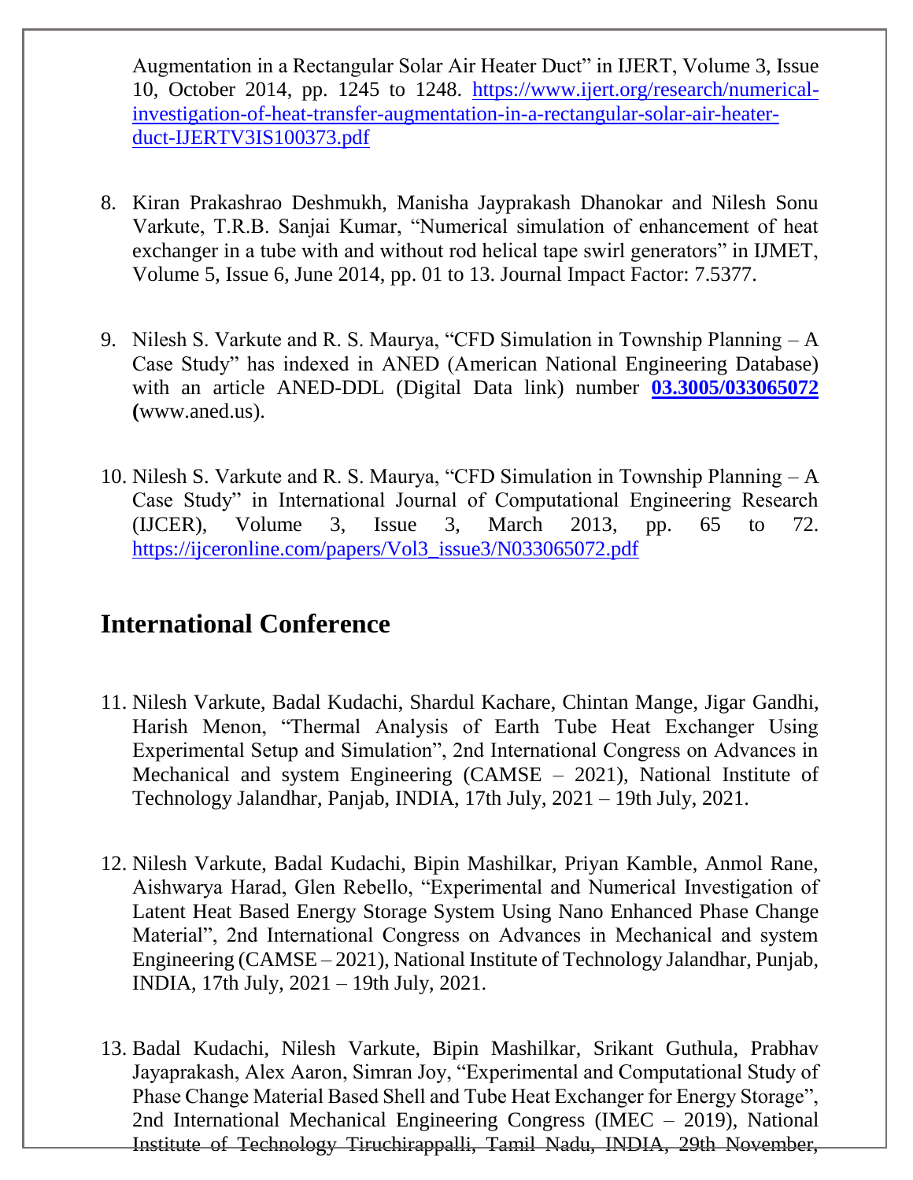Augmentation in a Rectangular Solar Air Heater Duct" in IJERT, Volume 3, Issue 10, October 2014, pp. 1245 to 1248. https://www.ijert.org/research/numerical-investigation-of-heat-transfer-augmentation-in-a-rectangular-solar-air-heater-duct-IJERTV3IS100373.pdf

8. Kiran Prakashrao Deshmukh, Manisha Jayprakash Dhanokar and Nilesh Sonu Varkute, T.R.B. Sanjai Kumar, "Numerical simulation of enhancement of heat exchanger in a tube with and without rod helical tape swirl generators" in IJMET, Volume 5, Issue 6, June 2014, pp. 01 to 13. Journal Impact Factor: 7.5377.

9. Nilesh S. Varkute and R. S. Maurya, "CFD Simulation in Township Planning – A Case Study" has indexed in ANED (American National Engineering Database) with an article ANED-DDL (Digital Data link) number **03.3005/033065072** **(**www.aned.us).

10. Nilesh S. Varkute and R. S. Maurya, "CFD Simulation in Township Planning – A Case Study" in International Journal of Computational Engineering Research (IJCER), Volume 3, Issue 3, March 2013, pp. 65 to 72. https://ijceronline.com/papers/Vol3_issue3/N033065072.pdf

## International Conference

11. Nilesh Varkute, Badal Kudachi, Shardul Kachare, Chintan Mange, Jigar Gandhi, Harish Menon, "Thermal Analysis of Earth Tube Heat Exchanger Using Experimental Setup and Simulation", 2nd International Congress on Advances in Mechanical and system Engineering (CAMSE – 2021), National Institute of Technology Jalandhar, Panjab, INDIA, 17th July, 2021 – 19th July, 2021.

12. Nilesh Varkute, Badal Kudachi, Bipin Mashilkar, Priyan Kamble, Anmol Rane, Aishwarya Harad, Glen Rebello, "Experimental and Numerical Investigation of Latent Heat Based Energy Storage System Using Nano Enhanced Phase Change Material", 2nd International Congress on Advances in Mechanical and system Engineering (CAMSE – 2021), National Institute of Technology Jalandhar, Punjab, INDIA, 17th July, 2021 – 19th July, 2021.

13. Badal Kudachi, Nilesh Varkute, Bipin Mashilkar, Srikant Guthula, Prabhav Jayaprakash, Alex Aaron, Simran Joy, "Experimental and Computational Study of Phase Change Material Based Shell and Tube Heat Exchanger for Energy Storage", 2nd International Mechanical Engineering Congress (IMEC – 2019), National Institute of Technology Tiruchirappalli, Tamil Nadu, INDIA, 29th November,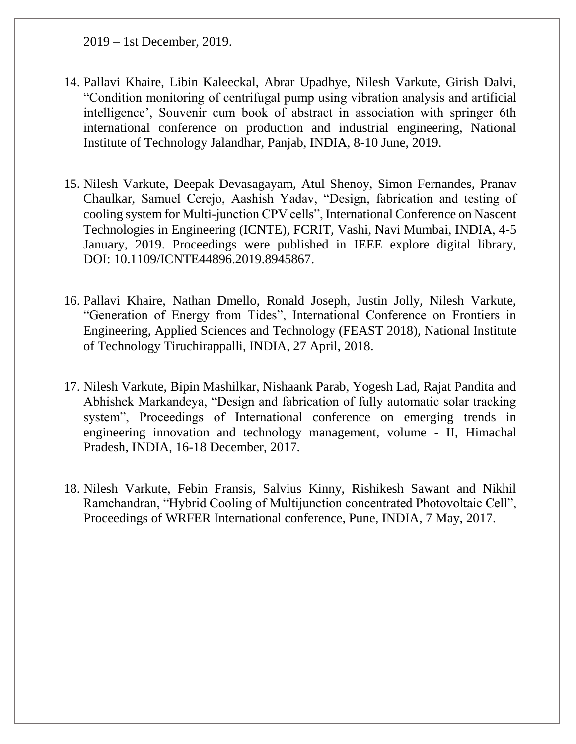2019 – 1st December, 2019.

14. Pallavi Khaire, Libin Kaleeckal, Abrar Upadhye, Nilesh Varkute, Girish Dalvi, "Condition monitoring of centrifugal pump using vibration analysis and artificial intelligence', Souvenir cum book of abstract in association with springer 6th international conference on production and industrial engineering, National Institute of Technology Jalandhar, Panjab, INDIA, 8-10 June, 2019.

15. Nilesh Varkute, Deepak Devasagayam, Atul Shenoy, Simon Fernandes, Pranav Chaulkar, Samuel Cerejo, Aashish Yadav, "Design, fabrication and testing of cooling system for Multi-junction CPV cells", International Conference on Nascent Technologies in Engineering (ICNTE), FCRIT, Vashi, Navi Mumbai, INDIA, 4-5 January, 2019. Proceedings were published in IEEE explore digital library, DOI: 10.1109/ICNTE44896.2019.8945867.

16. Pallavi Khaire, Nathan Dmello, Ronald Joseph, Justin Jolly, Nilesh Varkute, "Generation of Energy from Tides", International Conference on Frontiers in Engineering, Applied Sciences and Technology (FEAST 2018), National Institute of Technology Tiruchirappalli, INDIA, 27 April, 2018.

17. Nilesh Varkute, Bipin Mashilkar, Nishaank Parab, Yogesh Lad, Rajat Pandita and Abhishek Markandeya, "Design and fabrication of fully automatic solar tracking system", Proceedings of International conference on emerging trends in engineering innovation and technology management, volume - II, Himachal Pradesh, INDIA, 16-18 December, 2017.

18. Nilesh Varkute, Febin Fransis, Salvius Kinny, Rishikesh Sawant and Nikhil Ramchandran, "Hybrid Cooling of Multijunction concentrated Photovoltaic Cell", Proceedings of WRFER International conference, Pune, INDIA, 7 May, 2017.